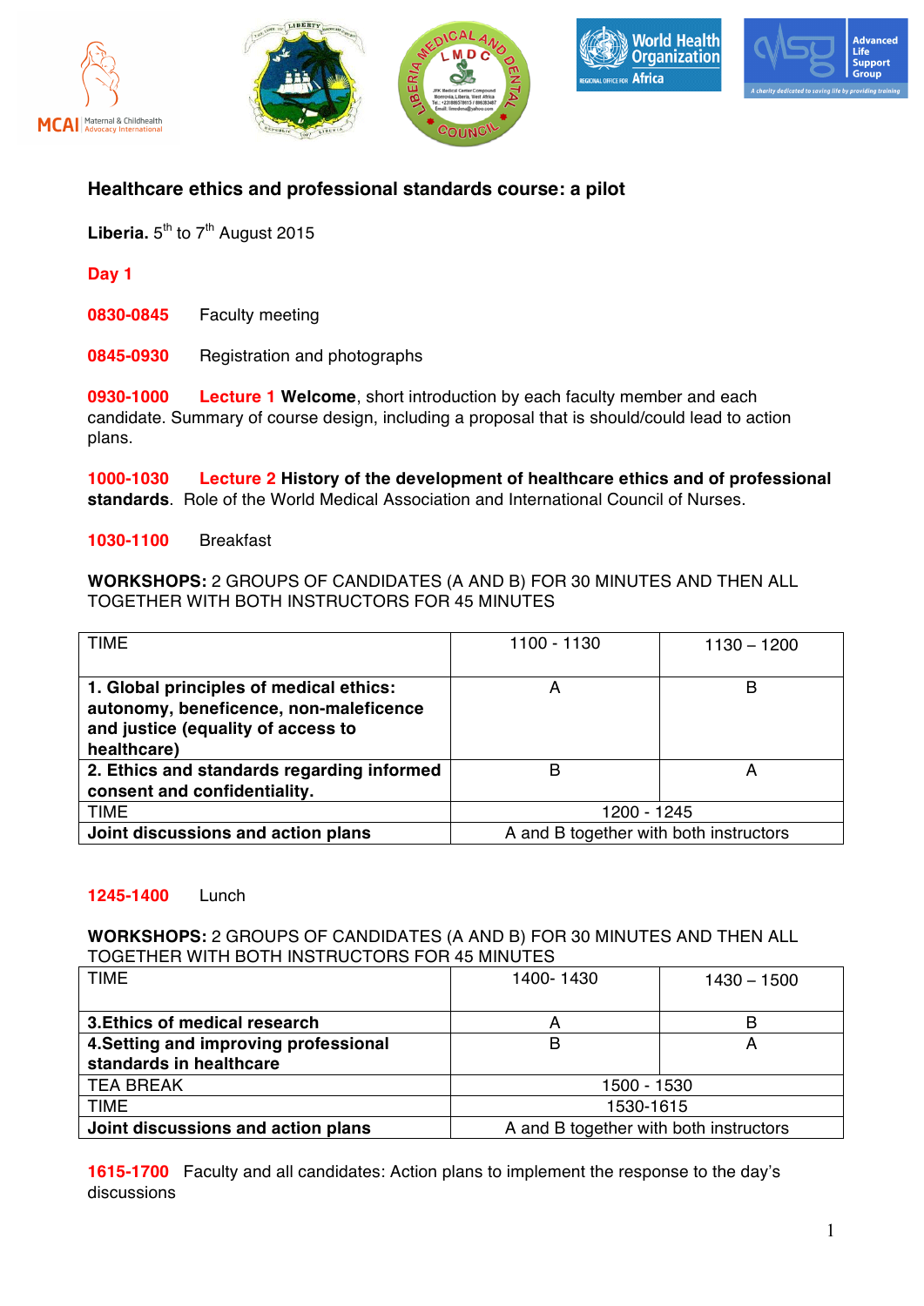## Healthcare ethics and professional standards course: a pilot

**Liberia.** 5th to 7th August 2015

### Day 1

**0830-0845** Faculty meeting

**0845-0930** Registration and photographs

**0930-1000** **Lecture 1 Welcome**, short introduction by each faculty member and each candidate. Summary of course design, including a proposal that is should/could lead to action plans.

**1000-1030** **Lecture 2 History of the development of healthcare ethics and of professional standards**. Role of the World Medical Association and International Council of Nurses.

**1030-1100** Breakfast

**WORKSHOPS:** 2 GROUPS OF CANDIDATES (A AND B) FOR 30 MINUTES AND THEN ALL TOGETHER WITH BOTH INSTRUCTORS FOR 45 MINUTES

| TIME | 1100 - 1130 | 1130 – 1200 |
|---|---|---|
| **1. Global principles of medical ethics: autonomy, beneficence, non-maleficence and justice (equality of access to healthcare)** | A | B |
| **2. Ethics and standards regarding informed consent and confidentiality.** | B | A |
| TIME | 1200 - 1245 | |
| **Joint discussions and action plans** | A and B together with both instructors | |

**1245-1400** Lunch

**WORKSHOPS:** 2 GROUPS OF CANDIDATES (A AND B) FOR 30 MINUTES AND THEN ALL TOGETHER WITH BOTH INSTRUCTORS FOR 45 MINUTES

| TIME | 1400- 1430 | 1430 – 1500 |
|---|---|---|
| **3.Ethics of medical research** | A | B |
| **4.Setting and improving professional standards in healthcare** | B | A |
| TEA BREAK | 1500 - 1530 | |
| TIME | 1530-1615 | |
| **Joint discussions and action plans** | A and B together with both instructors | |

**1615-1700** Faculty and all candidates: Action plans to implement the response to the day's discussions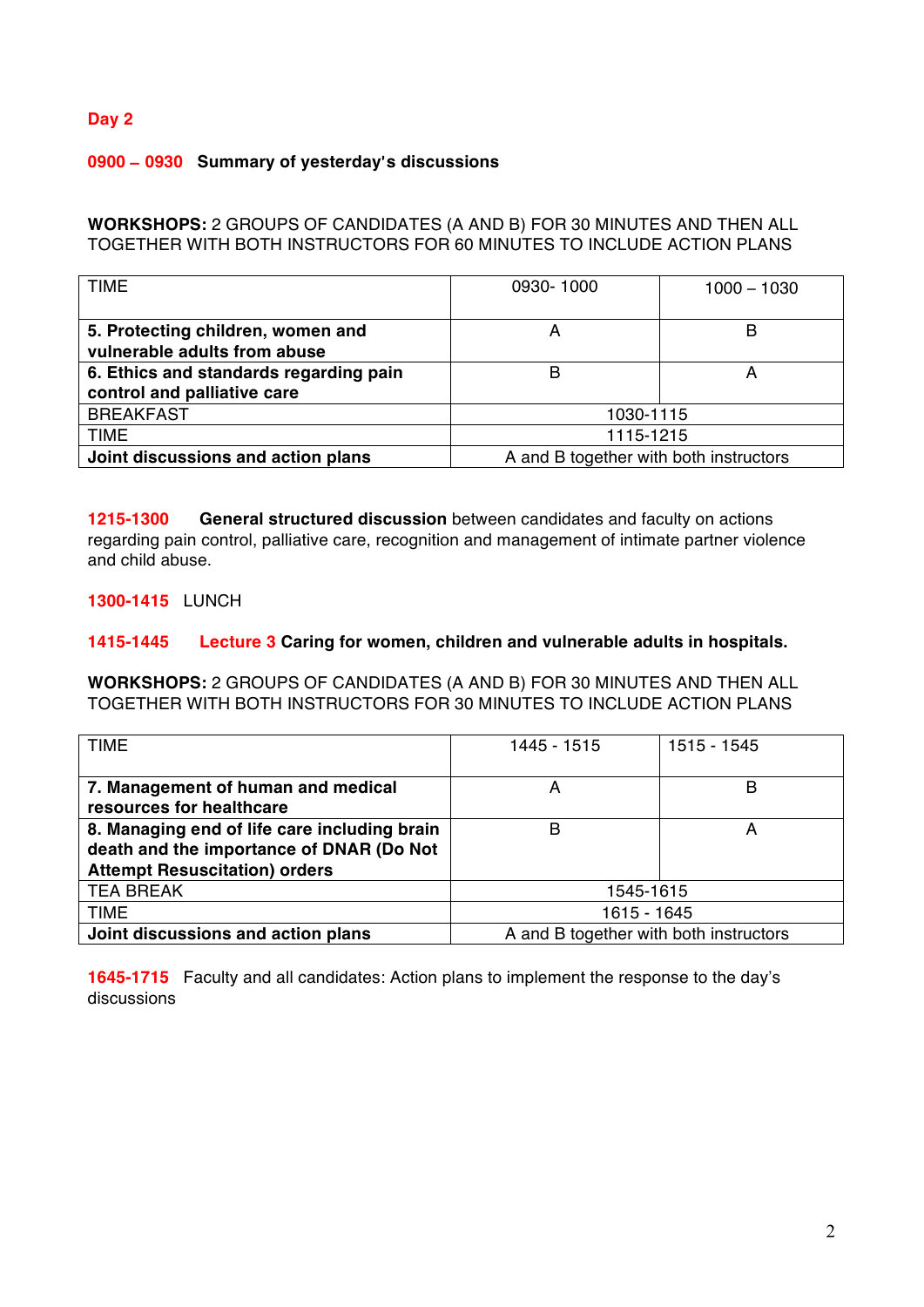## Day 2

**0900 – 0930 Summary of yesterday's discussions**

**WORKSHOPS:** 2 GROUPS OF CANDIDATES (A AND B) FOR 30 MINUTES AND THEN ALL TOGETHER WITH BOTH INSTRUCTORS FOR 60 MINUTES TO INCLUDE ACTION PLANS

| TIME | 0930- 1000 | 1000 – 1030 |
|---|---|---|
| **5. Protecting children, women and vulnerable adults from abuse** | A | B |
| **6. Ethics and standards regarding pain control and palliative care** | B | A |
| BREAKFAST | 1030-1115 | |
| TIME | 1115-1215 | |
| **Joint discussions and action plans** | A and B together with both instructors | |

**1215-1300** **General structured discussion** between candidates and faculty on actions regarding pain control, palliative care, recognition and management of intimate partner violence and child abuse.

**1300-1415** LUNCH

**1415-1445** **Lecture 3 Caring for women, children and vulnerable adults in hospitals.**

**WORKSHOPS:** 2 GROUPS OF CANDIDATES (A AND B) FOR 30 MINUTES AND THEN ALL TOGETHER WITH BOTH INSTRUCTORS FOR 30 MINUTES TO INCLUDE ACTION PLANS

| TIME | 1445 - 1515 | 1515 - 1545 |
|---|---|---|
| **7. Management of human and medical resources for healthcare** | A | B |
| **8. Managing end of life care including brain death and the importance of DNAR (Do Not Attempt Resuscitation) orders** | B | A |
| TEA BREAK | 1545-1615 | |
| TIME | 1615 - 1645 | |
| **Joint discussions and action plans** | A and B together with both instructors | |

**1645-1715** Faculty and all candidates: Action plans to implement the response to the day's discussions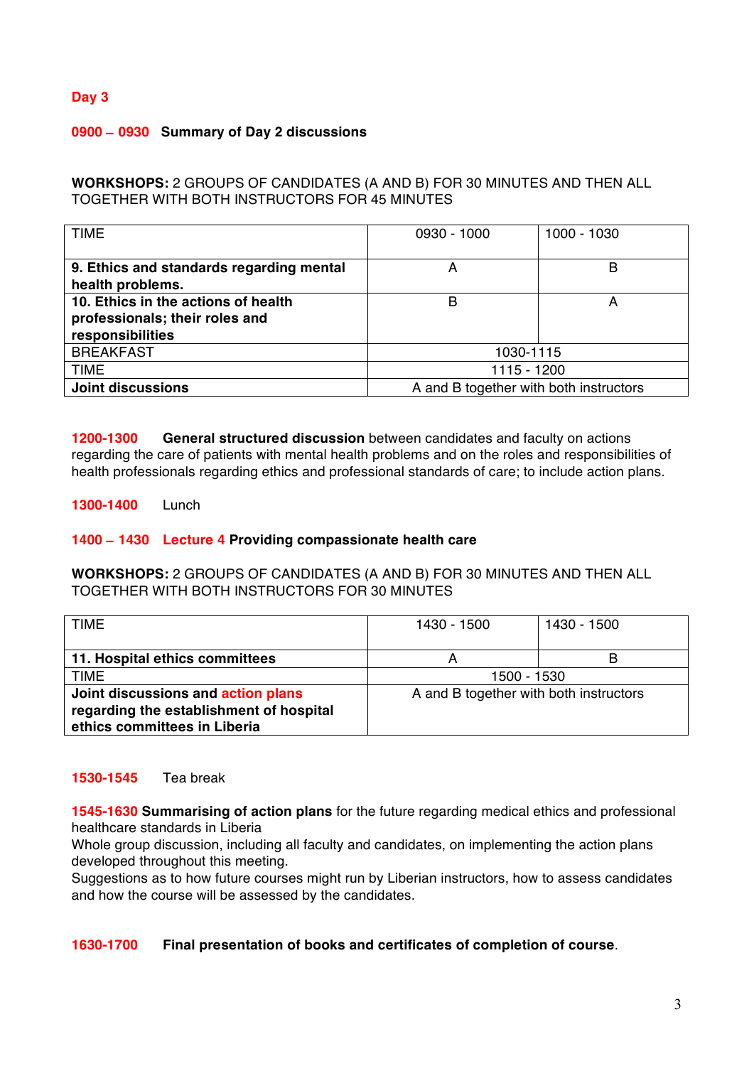## Day 3

**0900 – 0930 Summary of Day 2 discussions**

**WORKSHOPS:** 2 GROUPS OF CANDIDATES (A AND B) FOR 30 MINUTES AND THEN ALL TOGETHER WITH BOTH INSTRUCTORS FOR 45 MINUTES

| TIME | 0930 - 1000 | 1000 - 1030 |
|---|---|---|
| **9. Ethics and standards regarding mental health problems.** | A | B |
| **10. Ethics in the actions of health professionals; their roles and responsibilities** | B | A |
| BREAKFAST | 1030-1115 | |
| TIME | 1115 - 1200 | |
| **Joint discussions** | A and B together with both instructors | |

**1200-1300** **General structured discussion** between candidates and faculty on actions regarding the care of patients with mental health problems and on the roles and responsibilities of health professionals regarding ethics and professional standards of care; to include action plans.

**1300-1400** Lunch

**1400 – 1430 Lecture 4 Providing compassionate health care**

**WORKSHOPS:** 2 GROUPS OF CANDIDATES (A AND B) FOR 30 MINUTES AND THEN ALL TOGETHER WITH BOTH INSTRUCTORS FOR 30 MINUTES

| TIME | 1430 - 1500 | 1430 - 1500 |
|---|---|---|
| **11. Hospital ethics committees** | A | B |
| TIME | 1500 - 1530 | |
| **Joint discussions and action plans regarding the establishment of hospital ethics committees in Liberia** | A and B together with both instructors | |

**1530-1545** Tea break

**1545-1630 Summarising of action plans** for the future regarding medical ethics and professional healthcare standards in Liberia
Whole group discussion, including all faculty and candidates, on implementing the action plans developed throughout this meeting.
Suggestions as to how future courses might run by Liberian instructors, how to assess candidates and how the course will be assessed by the candidates.

**1630-1700** **Final presentation of books and certificates of completion of course**.